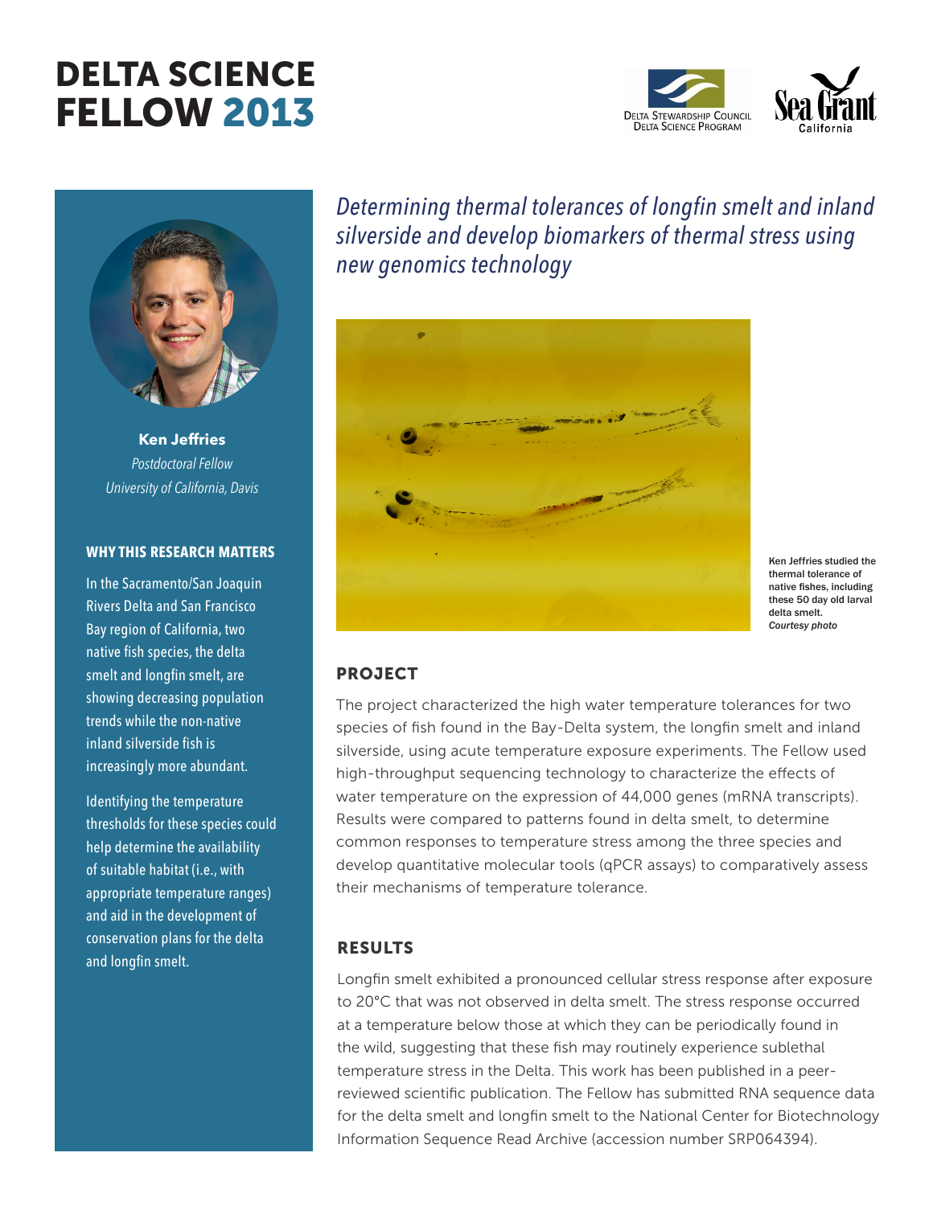# DELTA SCIENCE FELLOW 2013

DELTA STEWARDSHIP COUNCIL
DELTA SCIENCE PROGRAM

Sea Grant California

**Ken Jeffries**
*Postdoctoral Fellow*
*University of California, Davis*

### WHY THIS RESEARCH MATTERS

In the Sacramento/San Joaquin Rivers Delta and San Francisco Bay region of California, two native fish species, the delta smelt and longfin smelt, are showing decreasing population trends while the non-native inland silverside fish is increasingly more abundant.

Identifying the temperature thresholds for these species could help determine the availability of suitable habitat (i.e., with appropriate temperature ranges) and aid in the development of conservation plans for the delta and longfin smelt.

## *Determining thermal tolerances of longfin smelt and inland silverside and develop biomarkers of thermal stress using new genomics technology*

Ken Jeffries studied the thermal tolerance of native fishes, including these 50 day old larval delta smelt.
*Courtesy photo*

### PROJECT

The project characterized the high water temperature tolerances for two species of fish found in the Bay-Delta system, the longfin smelt and inland silverside, using acute temperature exposure experiments. The Fellow used high-throughput sequencing technology to characterize the effects of water temperature on the expression of 44,000 genes (mRNA transcripts). Results were compared to patterns found in delta smelt, to determine common responses to temperature stress among the three species and develop quantitative molecular tools (qPCR assays) to comparatively assess their mechanisms of temperature tolerance.

### RESULTS

Longfin smelt exhibited a pronounced cellular stress response after exposure to 20°C that was not observed in delta smelt. The stress response occurred at a temperature below those at which they can be periodically found in the wild, suggesting that these fish may routinely experience sublethal temperature stress in the Delta. This work has been published in a peer-reviewed scientific publication. The Fellow has submitted RNA sequence data for the delta smelt and longfin smelt to the National Center for Biotechnology Information Sequence Read Archive (accession number SRP064394).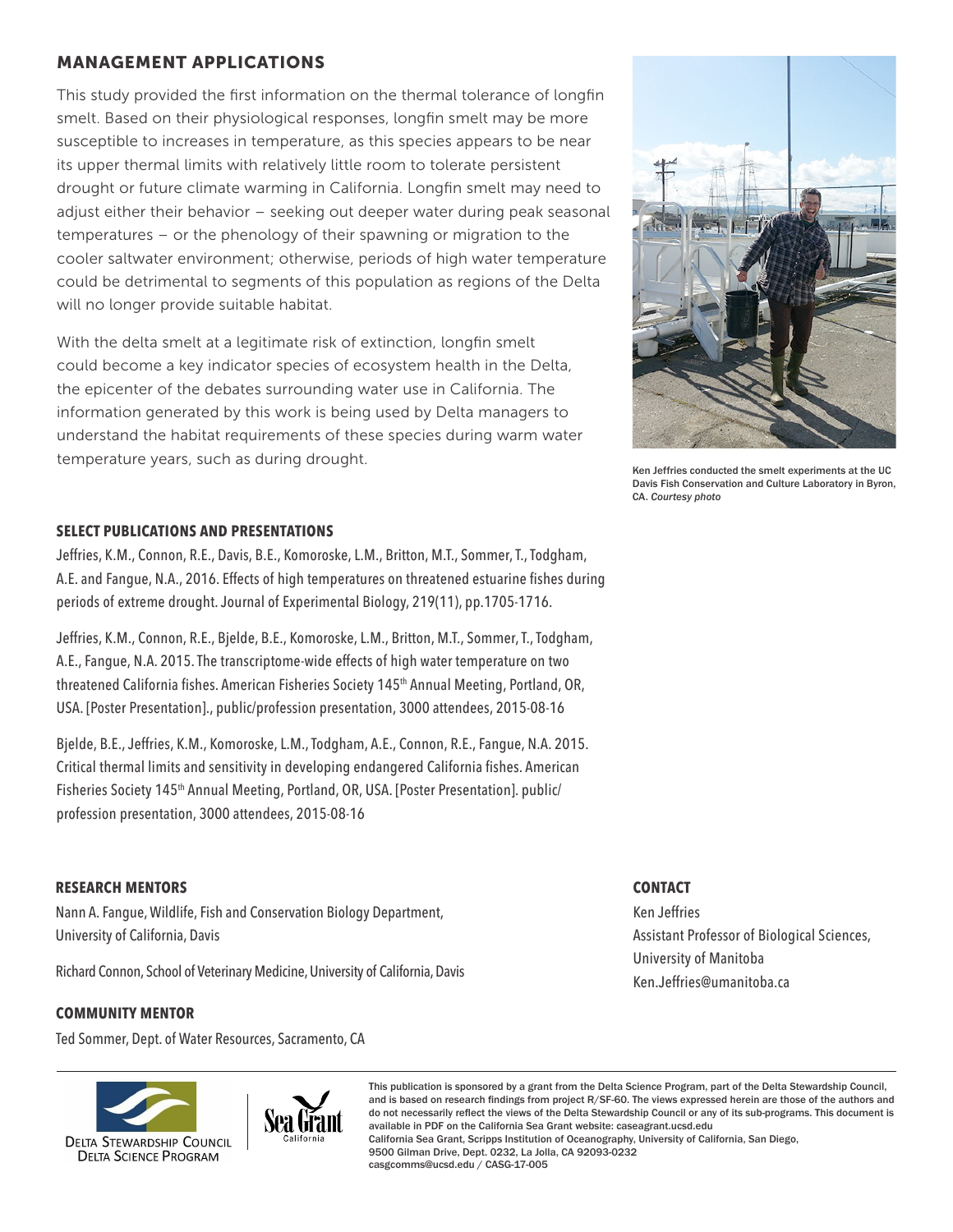## MANAGEMENT APPLICATIONS

This study provided the first information on the thermal tolerance of longfin smelt. Based on their physiological responses, longfin smelt may be more susceptible to increases in temperature, as this species appears to be near its upper thermal limits with relatively little room to tolerate persistent drought or future climate warming in California. Longfin smelt may need to adjust either their behavior – seeking out deeper water during peak seasonal temperatures – or the phenology of their spawning or migration to the cooler saltwater environment; otherwise, periods of high water temperature could be detrimental to segments of this population as regions of the Delta will no longer provide suitable habitat.

With the delta smelt at a legitimate risk of extinction, longfin smelt could become a key indicator species of ecosystem health in the Delta, the epicenter of the debates surrounding water use in California. The information generated by this work is being used by Delta managers to understand the habitat requirements of these species during warm water temperature years, such as during drought.

Ken Jeffries conducted the smelt experiments at the UC Davis Fish Conservation and Culture Laboratory in Byron, CA. *Courtesy photo*

### SELECT PUBLICATIONS AND PRESENTATIONS

Jeffries, K.M., Connon, R.E., Davis, B.E., Komoroske, L.M., Britton, M.T., Sommer, T., Todgham, A.E. and Fangue, N.A., 2016. Effects of high temperatures on threatened estuarine fishes during periods of extreme drought. Journal of Experimental Biology, 219(11), pp.1705-1716.

Jeffries, K.M., Connon, R.E., Bjelde, B.E., Komoroske, L.M., Britton, M.T., Sommer, T., Todgham, A.E., Fangue, N.A. 2015. The transcriptome-wide effects of high water temperature on two threatened California fishes. American Fisheries Society 145th Annual Meeting, Portland, OR, USA. [Poster Presentation]., public/profession presentation, 3000 attendees, 2015-08-16

Bjelde, B.E., Jeffries, K.M., Komoroske, L.M., Todgham, A.E., Connon, R.E., Fangue, N.A. 2015. Critical thermal limits and sensitivity in developing endangered California fishes. American Fisheries Society 145th Annual Meeting, Portland, OR, USA. [Poster Presentation]. public/profession presentation, 3000 attendees, 2015-08-16

### RESEARCH MENTORS

Nann A. Fangue, Wildlife, Fish and Conservation Biology Department, University of California, Davis

Richard Connon, School of Veterinary Medicine, University of California, Davis

### COMMUNITY MENTOR

Ted Sommer, Dept. of Water Resources, Sacramento, CA

### CONTACT

Ken Jeffries
Assistant Professor of Biological Sciences, University of Manitoba
Ken.Jeffries@umanitoba.ca

DELTA STEWARDSHIP COUNCIL
DELTA SCIENCE PROGRAM

Sea Grant California

This publication is sponsored by a grant from the Delta Science Program, part of the Delta Stewardship Council, and is based on research findings from project R/SF-60. The views expressed herein are those of the authors and do not necessarily reflect the views of the Delta Stewardship Council or any of its sub-programs. This document is available in PDF on the California Sea Grant website: caseagrant.ucsd.edu
California Sea Grant, Scripps Institution of Oceanography, University of California, San Diego, 9500 Gilman Drive, Dept. 0232, La Jolla, CA 92093-0232
casgcomms@ucsd.edu / CASG-17-005